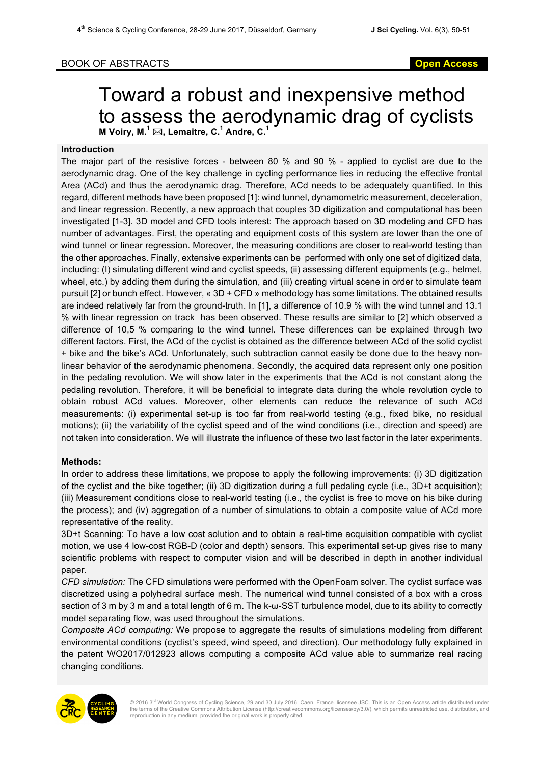BOOK OF ABSTRACTS

# Toward a robust and inexpensive method to assess the aerodynamic drag of cyclists

**M Voiry, M.[1] ✉, Lemaitre, C.[1] Andre, C.[1]**

### Introduction

The major part of the resistive forces - between 80 % and 90 % - applied to cyclist are due to the aerodynamic drag. One of the key challenge in cycling performance lies in reducing the effective frontal Area (ACd) and thus the aerodynamic drag. Therefore, ACd needs to be adequately quantified. In this regard, different methods have been proposed [1]: wind tunnel, dynamometric measurement, deceleration, and linear regression. Recently, a new approach that couples 3D digitization and computational has been investigated [1-3]. 3D model and CFD tools interest: The approach based on 3D modeling and CFD has number of advantages. First, the operating and equipment costs of this system are lower than the one of wind tunnel or linear regression. Moreover, the measuring conditions are closer to real-world testing than the other approaches. Finally, extensive experiments can be performed with only one set of digitized data, including: (I) simulating different wind and cyclist speeds, (ii) assessing different equipments (e.g., helmet, wheel, etc.) by adding them during the simulation, and (iii) creating virtual scene in order to simulate team pursuit [2] or bunch effect. However, « 3D + CFD » methodology has some limitations. The obtained results are indeed relatively far from the ground-truth. In [1], a difference of 10.9 % with the wind tunnel and 13.1 % with linear regression on track has been observed. These results are similar to [2] which observed a difference of 10,5 % comparing to the wind tunnel. These differences can be explained through two different factors. First, the ACd of the cyclist is obtained as the difference between ACd of the solid cyclist + bike and the bike's ACd. Unfortunately, such subtraction cannot easily be done due to the heavy non-linear behavior of the aerodynamic phenomena. Secondly, the acquired data represent only one position in the pedaling revolution. We will show later in the experiments that the ACd is not constant along the pedaling revolution. Therefore, it will be beneficial to integrate data during the whole revolution cycle to obtain robust ACd values. Moreover, other elements can reduce the relevance of such ACd measurements: (i) experimental set-up is too far from real-world testing (e.g., fixed bike, no residual motions); (ii) the variability of the cyclist speed and of the wind conditions (i.e., direction and speed) are not taken into consideration. We will illustrate the influence of these two last factor in the later experiments.

### Methods:

In order to address these limitations, we propose to apply the following improvements: (i) 3D digitization of the cyclist and the bike together; (ii) 3D digitization during a full pedaling cycle (i.e., 3D+t acquisition); (iii) Measurement conditions close to real-world testing (i.e., the cyclist is free to move on his bike during the process); and (iv) aggregation of a number of simulations to obtain a composite value of ACd more representative of the reality.

3D+t Scanning: To have a low cost solution and to obtain a real-time acquisition compatible with cyclist motion, we use 4 low-cost RGB-D (color and depth) sensors. This experimental set-up gives rise to many scientific problems with respect to computer vision and will be described in depth in another individual paper.

*CFD simulation:* The CFD simulations were performed with the OpenFoam solver. The cyclist surface was discretized using a polyhedral surface mesh. The numerical wind tunnel consisted of a box with a cross section of 3 m by 3 m and a total length of 6 m. The k-ω-SST turbulence model, due to its ability to correctly model separating flow, was used throughout the simulations.

*Composite ACd computing:* We propose to aggregate the results of simulations modeling from different environmental conditions (cyclist's speed, wind speed, and direction). Our methodology fully explained in the patent WO2017/012923 allows computing a composite ACd value able to summarize real racing changing conditions.

© 2016 3rd World Congress of Cycling Science, 29 and 30 July 2016, Caen, France. licensee JSC. This is an Open Access article distributed under the terms of the Creative Commons Attribution License (http://creativecommons.org/licenses/by/3.0/), which permits unrestricted use, distribution, and reproduction in any medium, provided the original work is properly cited.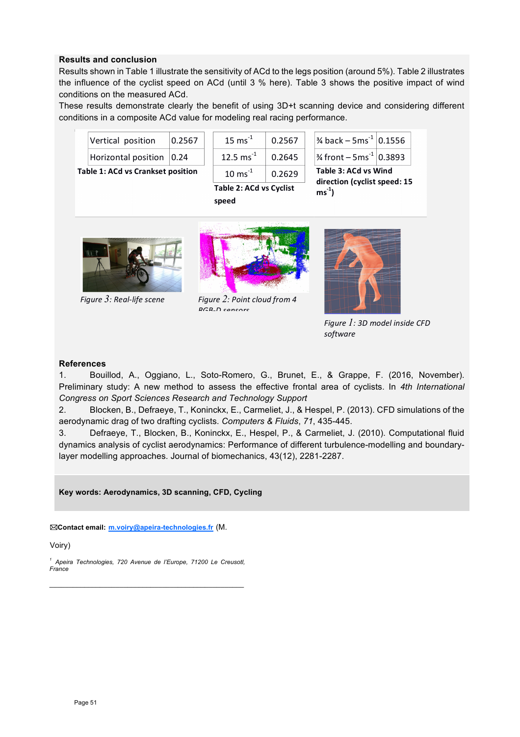## Results and conclusion

Results shown in Table 1 illustrate the sensitivity of ACd to the legs position (around 5%). Table 2 illustrates the influence of the cyclist speed on ACd (until 3 % here). Table 3 shows the positive impact of wind conditions on the measured ACd.

These results demonstrate clearly the benefit of using 3D+t scanning device and considering different conditions in a composite ACd value for modeling real racing performance.

| | |
|---|---|
| Vertical position | 0.2567 |
| Horizontal position | 0.24 |

**Table 1: ACd vs Crankset position**

| | |
|---|---|
| 15 $ms^{-1}$ | 0.2567 |
| 12.5 $ms^{-1}$ | 0.2645 |
| 10 $ms^{-1}$ | 0.2629 |

**Table 2: ACd vs Cyclist speed**

| | |
|---|---|
| ¾ back – 5$ms^{-1}$ | 0.1556 |
| ¾ front – 5$ms^{-1}$ | 0.3893 |

**Table 3: ACd vs Wind direction (cyclist speed: 15 $ms^{-1}$)**

*Figure 3: Real-life scene*

*Figure 2: Point cloud from 4 RGB-D sensors*

*Figure 1: 3D model inside CFD software*

## References

1. Bouillod, A., Oggiano, L., Soto-Romero, G., Brunet, E., & Grappe, F. (2016, November). Preliminary study: A new method to assess the effective frontal area of cyclists. In *4th International Congress on Sport Sciences Research and Technology Support*
2. Blocken, B., Defraeye, T., Koninckx, E., Carmeliet, J., & Hespel, P. (2013). CFD simulations of the aerodynamic drag of two drafting cyclists. *Computers & Fluids*, *71*, 435-445.
3. Defraeye, T., Blocken, B., Koninckx, E., Hespel, P., & Carmeliet, J. (2010). Computational fluid dynamics analysis of cyclist aerodynamics: Performance of different turbulence-modelling and boundary-layer modelling approaches. Journal of biomechanics, 43(12), 2281-2287.

**Key words: Aerodynamics, 3D scanning, CFD, Cycling**

**Contact email:** m.voiry@apeira-technologies.fr (M. Voiry)

[1] *Apeira Technologies, 720 Avenue de l'Europe, 71200 Le Creusotl, France*